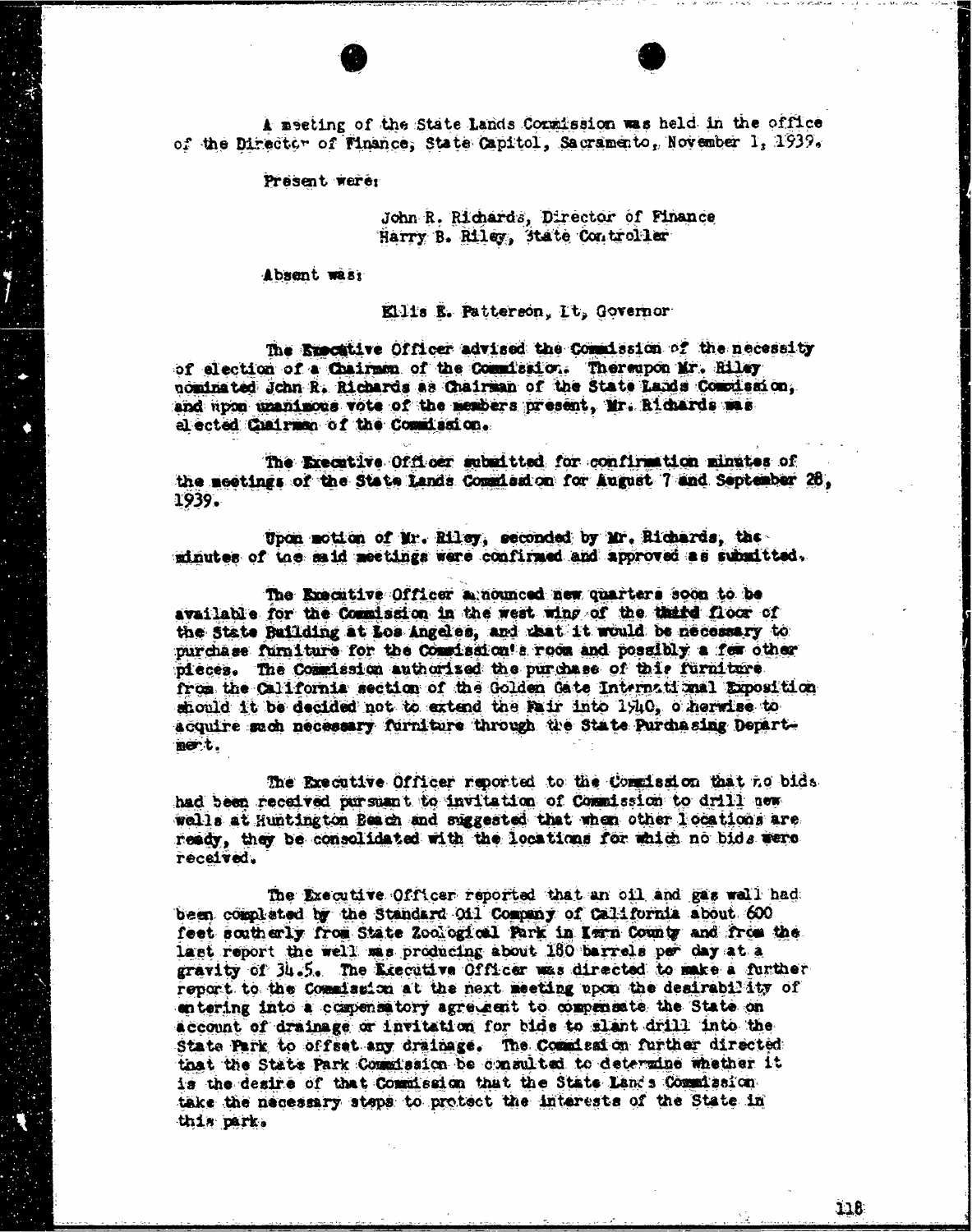A meeting of the State Lands Commission was held in the office of the Director of Finance, State Capitol, Sacramento, November 1, 1939.

Present were:

John R. Richards, Director of Finance
Harry B. Riley, State Controller

Absent was:

Ellis E. Patterson, Lt. Governor

The Executive Officer advised the Commission of the necessity of election of a Chairman of the Commission. Thereupon Mr. Riley nominated John R. Richards as Chairman of the State Lands Commission, and upon unanimous vote of the members present, Mr. Richards was elected Chairman of the Commission.

The Executive Officer submitted for confirmation minutes of the meetings of the State Lands Commission for August 7 and September 28, 1939.

Upon motion of Mr. Riley, seconded by Mr. Richards, the minutes of the said meetings were confirmed and approved as submitted.

The Executive Officer announced new quarters soon to be available for the Commission in the west wing of the third floor of the State Building at Los Angeles, and that it would be necessary to purchase furniture for the Commission's room and possibly a few other pieces. The Commission authorized the purchase of this furniture from the California section of the Golden Gate International Exposition should it be decided not to extend the Fair into 1940, otherwise to acquire such necessary furniture through the State Purchasing Department.

The Executive Officer reported to the Commission that no bids had been received pursuant to invitation of Commission to drill new wells at Huntington Beach and suggested that when other locations are ready, they be consolidated with the locations for which no bids were received.

The Executive Officer reported that an oil and gas well had been completed by the Standard Oil Company of California about 600 feet southerly from State Zoological Park in Kern County and from the last report the well was producing about 180 barrels per day at a gravity of 34.5. The Executive Officer was directed to make a further report to the Commission at the next meeting upon the desirability of entering into a compensatory agreement to compensate the State on account of drainage or invitation for bids to slant drill into the State Park to offset any drainage. The Commission further directed that the State Park Commission be consulted to determine whether it is the desire of that Commission that the State Lands Commission take the necessary steps to protect the interests of the State in this park.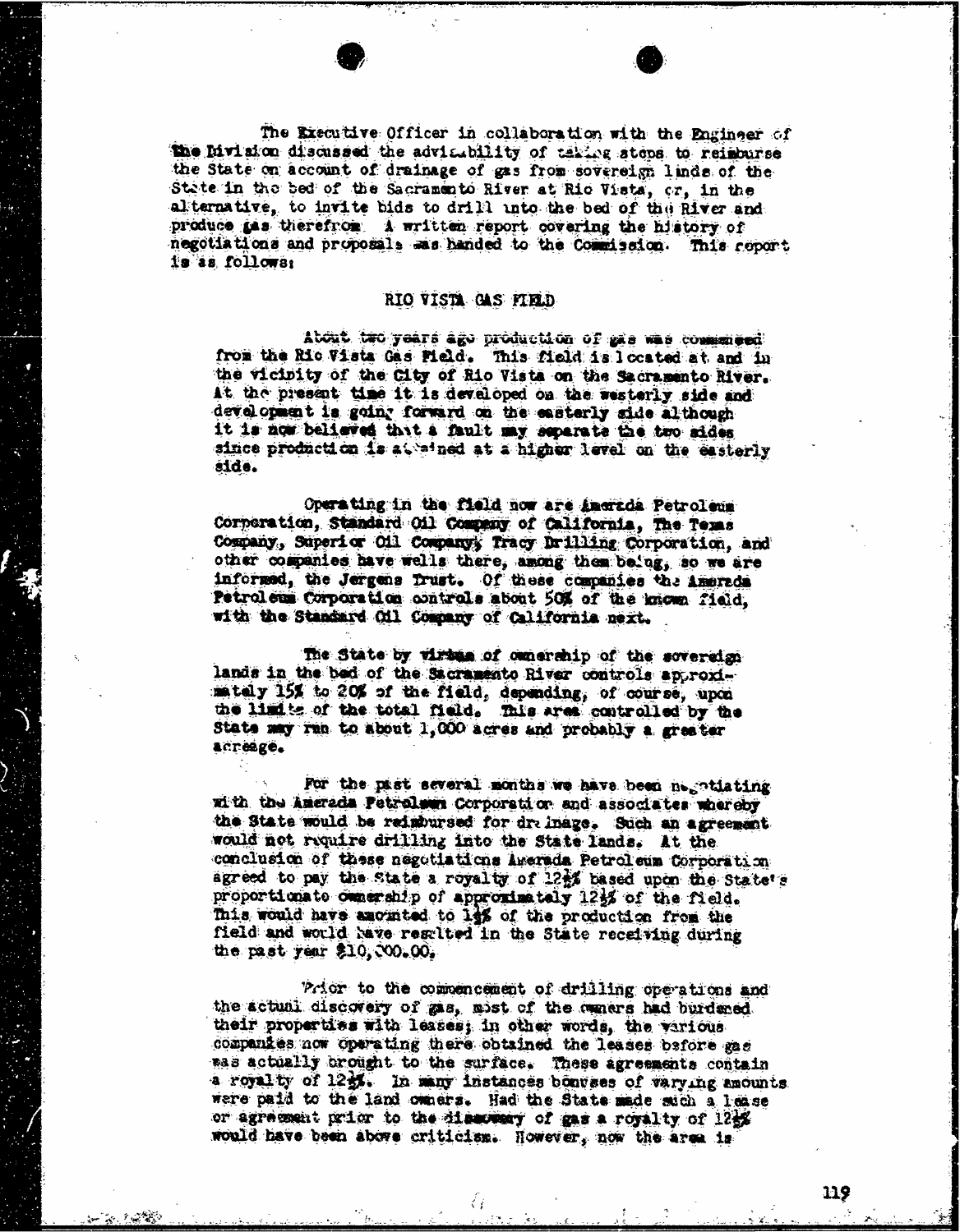The Executive Officer in collaboration with the Engineer of the Division discussed the advisability of taking steps to reimburse the State on account of drainage of gas from sovereign lands of the State in the bed of the Sacramento River at Rio Vista, or, in the alternative, to invite bids to drill into the bed of the River and produce gas therefrom. A written report covering the history of negotiations and proposals was handed to the Commission. This report is as follows:

## RIO VISTA GAS FIELD

About two years ago production of gas was commenced from the Rio Vista Gas Field. This field is located at and in the vicinity of the City of Rio Vista on the Sacramento River. At the present time it is developed on the westerly side and development is going forward on the easterly side although it is now believed that a fault may separate the two sides since production is attained at a higher level on the easterly side.

Operating in the field now are Amerada Petroleum Corporation, Standard Oil Company of California, The Texas Company, Superior Oil Company, Tracy Drilling Corporation, and other companies have wells there, among them being, so we are informed, the Jergens Trust. Of these companies the Amerada Petroleum Corporation controls about 50% of the known field, with the Standard Oil Company of California next.

The State by virtue of ownership of the sovereign lands in the bed of the Sacramento River controls approximately 15% to 20% of the field, depending, of course, upon the limits of the total field. This area controlled by the State may run to about 1,000 acres and probably a greater acreage.

For the past several months we have been negotiating with the Amerada Petroleum Corporation and associates whereby the State would be reimbursed for drainage. Such an agreement would not require drilling into the State lands. At the conclusion of these negotiations Amerada Petroleum Corporation agreed to pay the State a royalty of 12½% based upon the State's proportionate ownership of approximately 12½% of the field. This would have amounted to 1½% of the production from the field and would have resulted in the State receiving during the past year $10,000.00.

Prior to the commencement of drilling operations and the actual discovery of gas, most of the owners had burdened their properties with leases; in other words, the various companies now operating there obtained the leases before gas was actually brought to the surface. These agreements contain a royalty of 12½%. In many instances bonuses of varying amounts were paid to the land owners. Had the State made such a lease or agreement prior to the discovery of gas a royalty of 12½% would have been above criticism. However, now the area is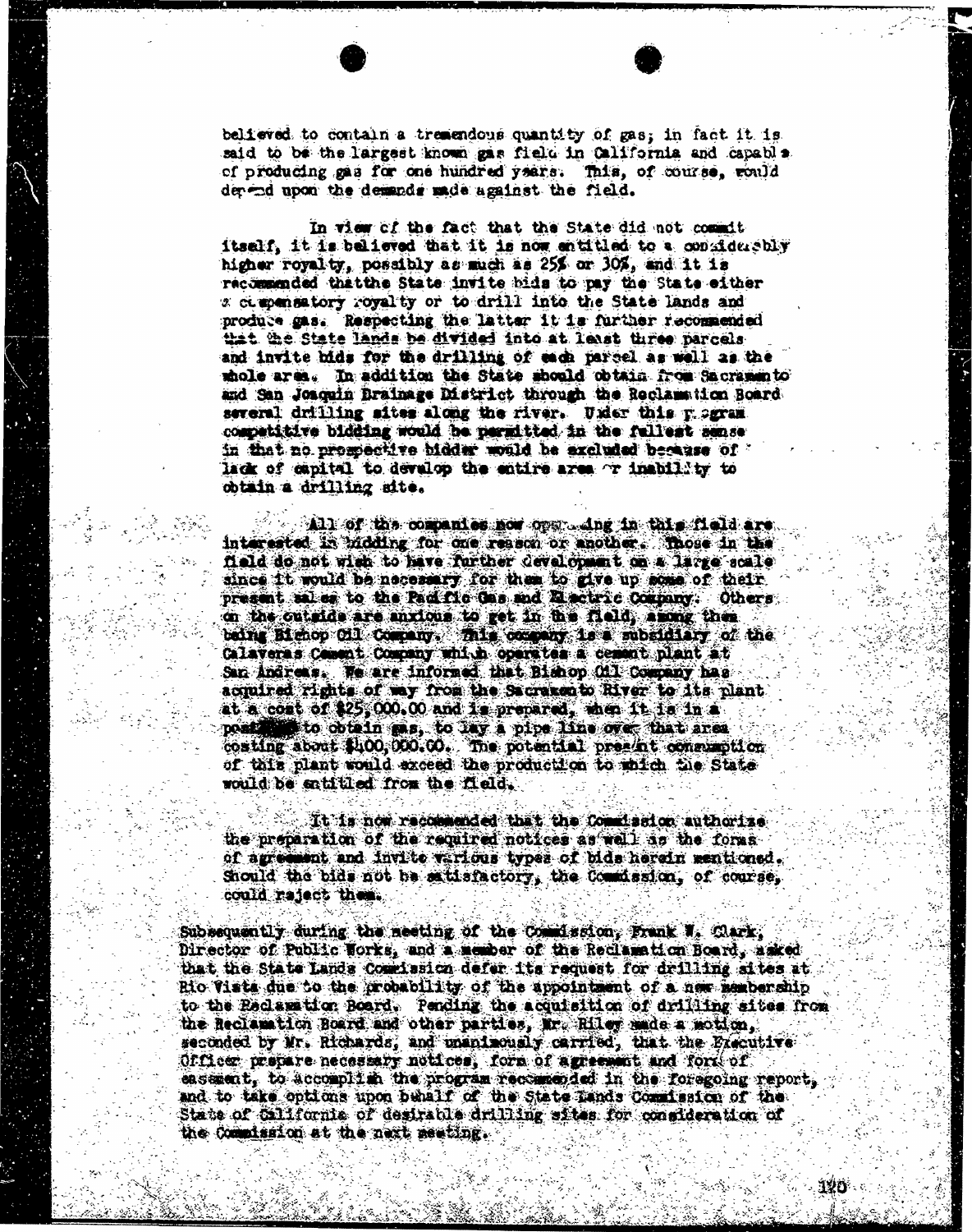believed to contain a tremendous quantity of gas; in fact it is said to be the largest known gas field in California and capable of producing gas for one hundred years. This, of course, would depend upon the demands made against the field.

In view of the fact that the State did not commit itself, it is believed that it is now entitled to a considerably higher royalty, possibly as much as 25% or 30%, and it is recommended that the State invite bids to pay the State either a compensatory royalty or to drill into the State lands and produce gas. Respecting the latter it is further recommended that the State lands be divided into at least three parcels and invite bids for the drilling of each parcel as well as the whole area. In addition the State should obtain from Sacramento and San Joaquin Drainage District through the Reclamation Board several drilling sites along the river. Under this program competitive bidding would be permitted in the fullest sense in that no prospective bidder would be excluded because of lack of capital to develop the entire area or inability to obtain a drilling site.

All of the companies now operating in this field are interested in bidding for one reason or another. Those in the field do not wish to have further development on a large scale since it would be necessary for them to give up some of their present sales to the Pacific Gas and Electric Company. Others on the outside are anxious to get in the field, among them being Bishop Oil Company. This company is a subsidiary of the Calaveras Cement Company which operates a cement plant at San Andreas. We are informed that Bishop Oil Company has acquired rights of way from the Sacramento River to its plant at a cost of $25,000.00 and is prepared, when it is in a position to obtain gas, to lay a pipe line over that area costing about $400,000.00. The potential present consumption of this plant would exceed the production to which the State would be entitled from the field.

It is now recommended that the Commission authorize the preparation of the required notices as well as the forms of agreement and invite various types of bids herein mentioned. Should the bids not be satisfactory, the Commission, of course, could reject them.

Subsequently during the meeting of the Commission, Frank W. Clark, Director of Public Works, and a member of the Reclamation Board, asked that the State Lands Commission defer its request for drilling sites at Rio Vista due to the probability of the appointment of a new membership to the Reclamation Board. Pending the acquisition of drilling sites from the Reclamation Board and other parties, Mr. Riley made a motion, seconded by Mr. Richards, and unanimously carried, that the Executive Officer prepare necessary notices, form of agreement and form of easement, to accomplish the program recommended in the foregoing report, and to take options upon behalf of the State Lands Commission of the State of California of desirable drilling sites for consideration of the Commission at the next meeting.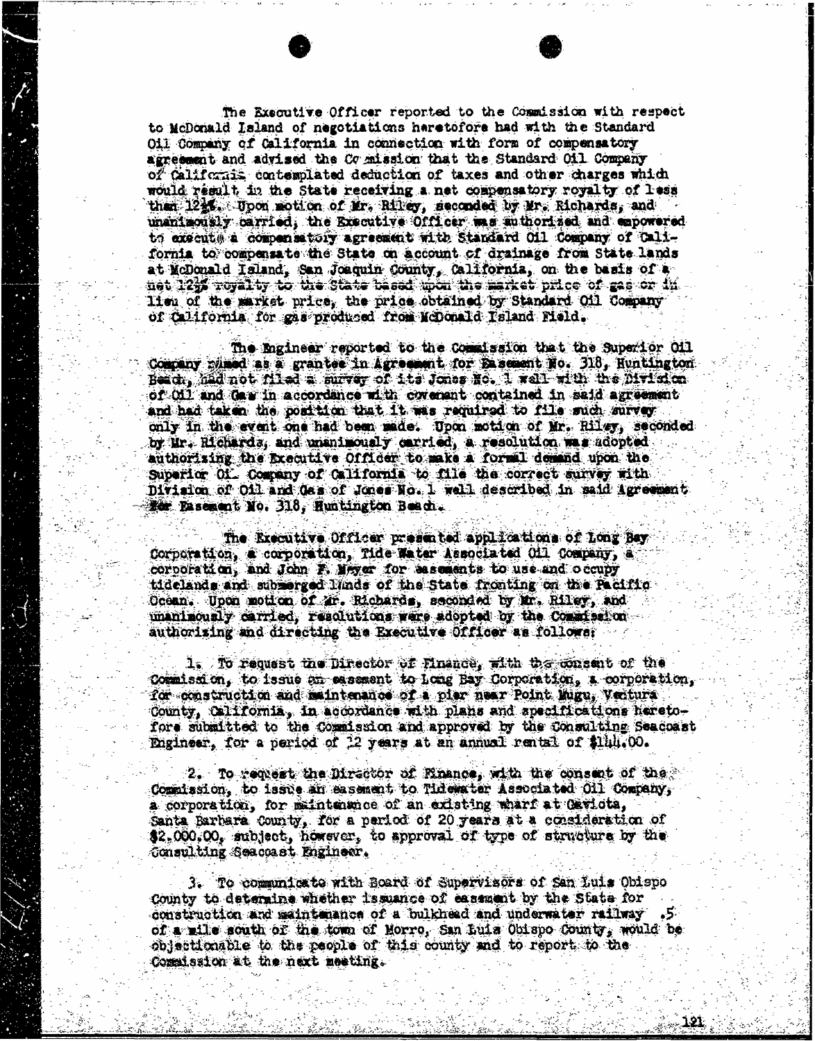The Executive Officer reported to the Commission with respect to McDonald Island of negotiations heretofore had with the Standard Oil Company of California in connection with form of compensatory agreement and advised the Commission that the Standard Oil Company of California contemplated deduction of taxes and other charges which would result in the State receiving a net compensatory royalty of less than 12½%. Upon motion of Mr. Riley, seconded by Mr. Richards, and unanimously carried, the Executive Officer was authorized and empowered to execute a compensatory agreement with Standard Oil Company of California to compensate the State on account of drainage from State lands at McDonald Island, San Joaquin County, California, on the basis of a net 12½% royalty to the State based upon the market price of gas or in lieu of the market price, the price obtained by Standard Oil Company of California for gas produced from McDonald Island Field.

The Engineer reported to the Commission that the Superior Oil Company named as a grantee in Agreement for Easement No. 318, Huntington Beach, had not filed a survey of its Jones No. 1 well with the Division of Oil and Gas in accordance with covenant contained in said agreement and had taken the position that it was required to file such survey only in the event one had been made. Upon motion of Mr. Riley, seconded by Mr. Richards, and unanimously carried, a resolution was adopted authorizing the Executive Officer to make a formal demand upon the Superior Oil Company of California to file the correct survey with Division of Oil and Gas of Jones No. 1 well described in said Agreement for Easement No. 318, Huntington Beach.

The Executive Officer presented applications of Long Bay Corporation, a corporation, Tide Water Associated Oil Company, a corporation, and John F. Meyer for easements to use and occupy tidelands and submerged lands of the State fronting on the Pacific Ocean. Upon motion of Mr. Richards, seconded by Mr. Riley, and unanimously carried, resolutions were adopted by the Commission authorizing and directing the Executive Officer as follows:

1. To request the Director of Finance, with the consent of the Commission, to issue an easement to Long Bay Corporation, a corporation, for construction and maintenance of a pier near Point Mugu, Ventura County, California, in accordance with plans and specifications heretofore submitted to the Commission and approved by the Consulting Seacoast Engineer, for a period of 12 years at an annual rental of $144.00.

2. To request the Director of Finance, with the consent of the Commission, to issue an easement to Tidewater Associated Oil Company, a corporation, for maintenance of an existing wharf at Gaviota, Santa Barbara County, for a period of 20 years at a consideration of $2,000.00, subject, however, to approval of type of structure by the Consulting Seacoast Engineer.

3. To communicate with Board of Supervisors of San Luis Obispo County to determine whether issuance of easement by the State for construction and maintenance of a bulkhead and underwater railway .5 of a mile south of the town of Morro, San Luis Obispo County, would be objectionable to the people of this county and to report to the Commission at the next meeting.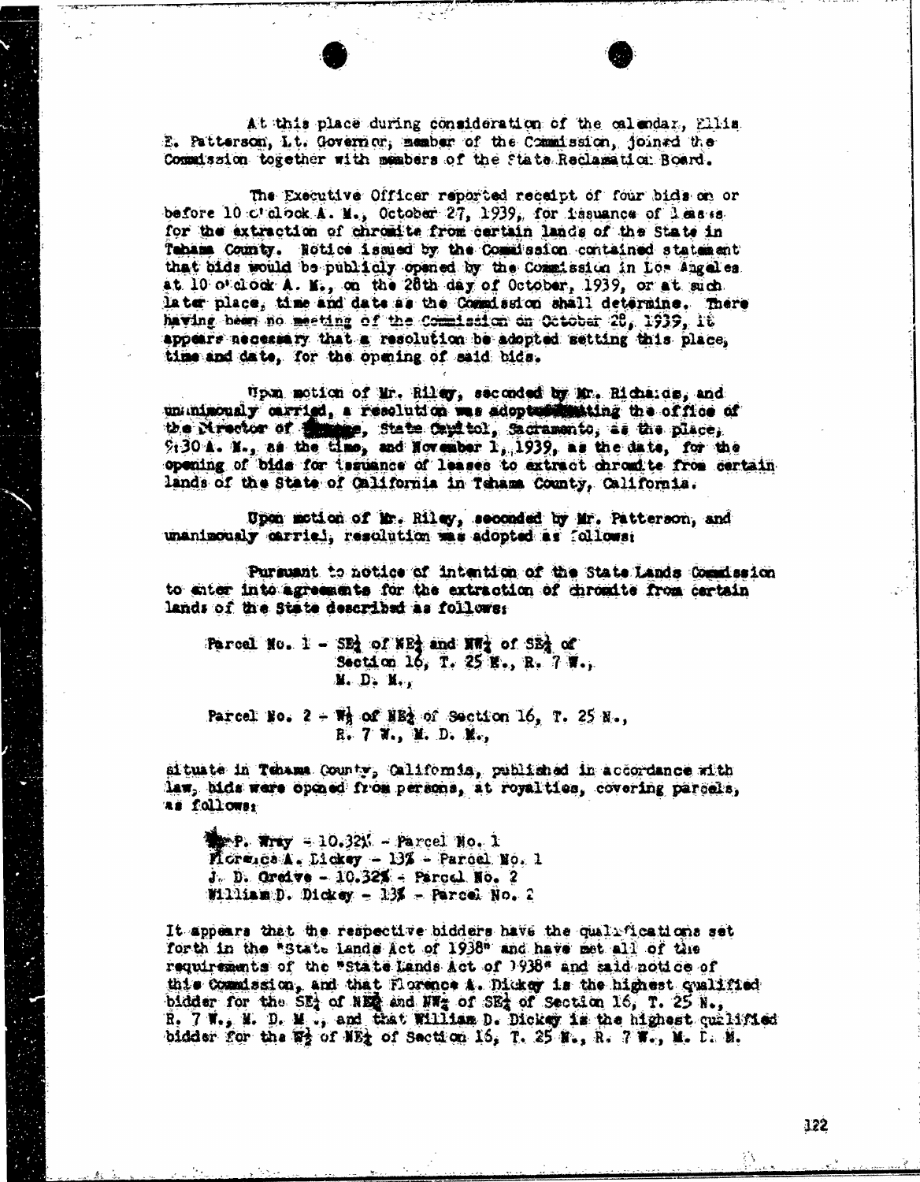At this place during consideration of the calendar, Ellis E. Patterson, Lt. Governor, member of the Commission, joined the Commission together with members of the State Reclamation Board.

The Executive Officer reported receipt of four bids on or before 10 o'clock A. M., October 27, 1939, for issuance of leases for the extraction of chromite from certain lands of the State in Tehama County. Notice issued by the Commission contained statement that bids would be publicly opened by the Commission in Los Angeles at 10 o'clock A. M., on the 28th day of October, 1939, or at such later place, time and date as the Commission shall determine. There having been no meeting of the Commission on October 28, 1939, it appears necessary that a resolution be adopted setting this place, time and date, for the opening of said bids.

Upon motion of Mr. Riley, seconded by Mr. Richards, and unanimously carried, a resolution was adopted setting the office of the Director of Finance, State Capitol, Sacramento, as the place, 9:30 A. M., as the time, and November 1, 1939, as the date, for the opening of bids for issuance of leases to extract chromite from certain lands of the State of California in Tehama County, California.

Upon motion of Mr. Riley, seconded by Mr. Patterson, and unanimously carried, resolution was adopted as follows:

Pursuant to notice of intention of the State Lands Commission to enter into agreements for the extraction of chromite from certain lands of the State described as follows:

Parcel No. 1 - SE¼ of NE¼ and NW¼ of SE¼ of Section 16, T. 25 N., R. 7 W., M. D. M.,

Parcel No. 2 - W½ of NE¼ of Section 16, T. 25 N., R. 7 W., M. D. M.,

situate in Tehama County, California, published in accordance with law, bids were opened from persons, at royalties, covering parcels, as follows:

W. P. Wray - 10.32% - Parcel No. 1
Florence A. Dickey - 13% - Parcel No. 1
J. D. Greive - 10.32% - Parcel No. 2
William D. Dickey - 13% - Parcel No. 2

It appears that the respective bidders have the qualifications set forth in the "State Lands Act of 1938" and have met all of the requirements of the "State Lands Act of 1938" and said notice of this Commission, and that Florence A. Dickey is the highest qualified bidder for the SE¼ of NE¼ and NW¼ of SE¼ of Section 16, T. 25 N., R. 7 W., M. D. M., and that William D. Dickey is the highest qualified bidder for the W½ of NE¼ of Section 16, T. 25 N., R. 7 W., M. D. M.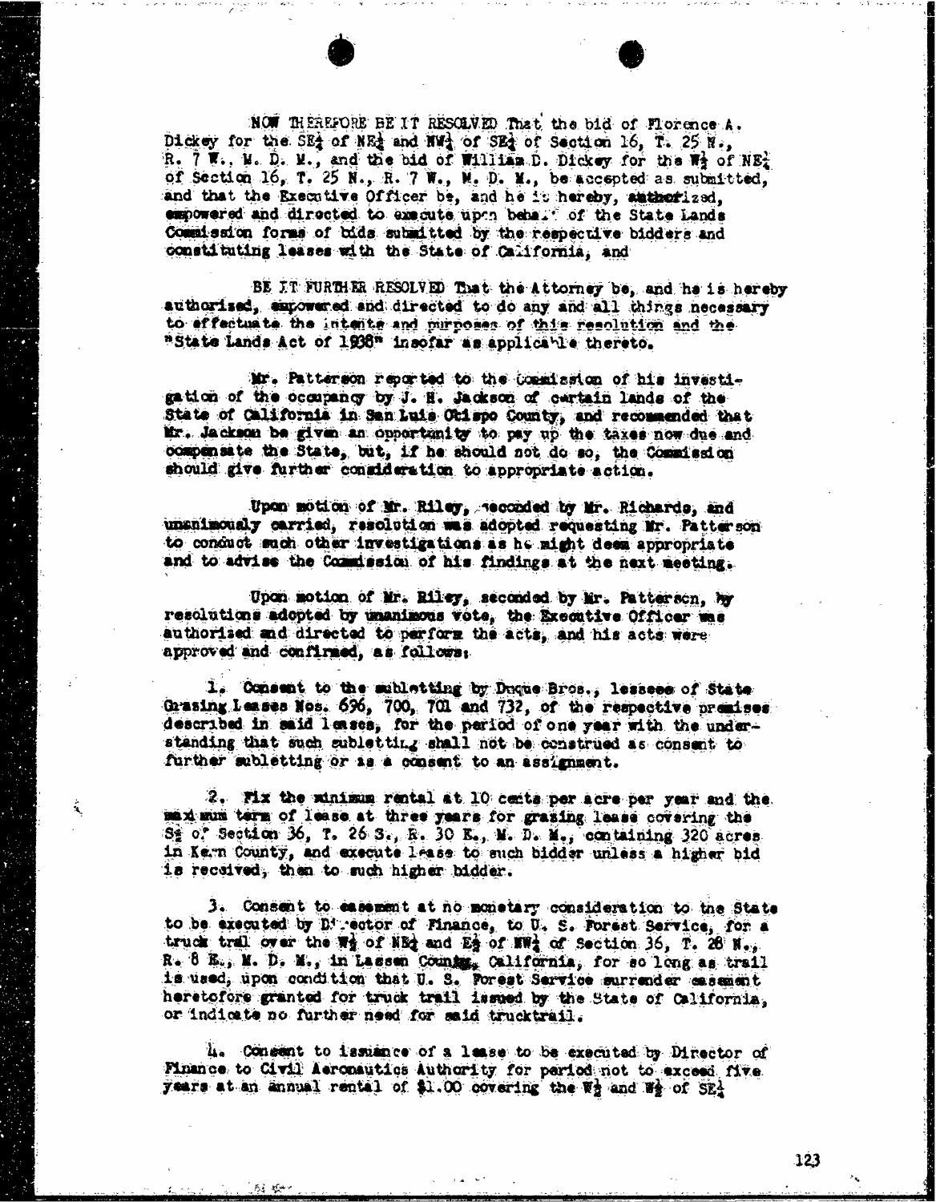NOW THEREFORE BE IT RESOLVED That the bid of Florence A. Dickey for the SE¼ of NE¼ and NW¼ of SE¼ of Section 16, T. 25 N., R. 7 W., M. D. M., and the bid of William D. Dickey for the W½ of NE¼ of Section 16, T. 25 N., R. 7 W., M. D. M., be accepted as submitted, and that the Executive Officer be, and he is hereby, authorized, empowered and directed to execute upon behalf of the State Lands Commission forms of bids submitted by the respective bidders and constituting leases with the State of California, and

BE IT FURTHER RESOLVED That the Attorney be, and he is hereby authorized, empowered and directed to do any and all things necessary to effectuate the intents and purposes of this resolution and the "State Lands Act of 1938" insofar as applicable thereto.

Mr. Patterson reported to the Commission of his investigation of the occupancy by J. H. Jackson of certain lands of the State of California in San Luis Obispo County, and recommended that Mr. Jackson be given an opportunity to pay up the taxes now due and compensate the State, but, if he should not do so, the Commission should give further consideration to appropriate action.

Upon motion of Mr. Riley, seconded by Mr. Richards, and unanimously carried, resolution was adopted requesting Mr. Patterson to conduct such other investigations as he might deem appropriate and to advise the Commission of his findings at the next meeting.

Upon motion of Mr. Riley, seconded by Mr. Patterson, by resolutions adopted by unanimous vote, the Executive Officer was authorized and directed to perform the acts, and his acts were approved and confirmed, as follows:

1. Consent to the subletting by Duque Bros., lessees of State Grazing Leases Nos. 696, 700, 701 and 732, of the respective premises described in said leases, for the period of one year with the understanding that such subletting shall not be construed as consent to further subletting or as a consent to an assignment.

2. Fix the minimum rental at 10 cents per acre per year and the maximum term of lease at three years for grazing lease covering the S½ of Section 36, T. 26 S., R. 30 E., M. D. M., containing 320 acres in Kern County, and execute lease to such bidder unless a higher bid is received, then to such higher bidder.

3. Consent to easement at no monetary consideration to the State to be executed by Director of Finance, to U. S. Forest Service, for a truck trail over the W½ of NE¼ and E½ of NW¼ of Section 36, T. 28 N., R. 8 E., M. D. M., in Lassen County, California, for so long as trail is used, upon condition that U. S. Forest Service surrender easement heretofore granted for truck trail issued by the State of California, or indicate no further need for said trucktrail.

4. Consent to issuance of a lease to be executed by Director of Finance to Civil Aeronautics Authority for period not to exceed five years at an annual rental of $1.00 covering the W½ and W½ of SE¼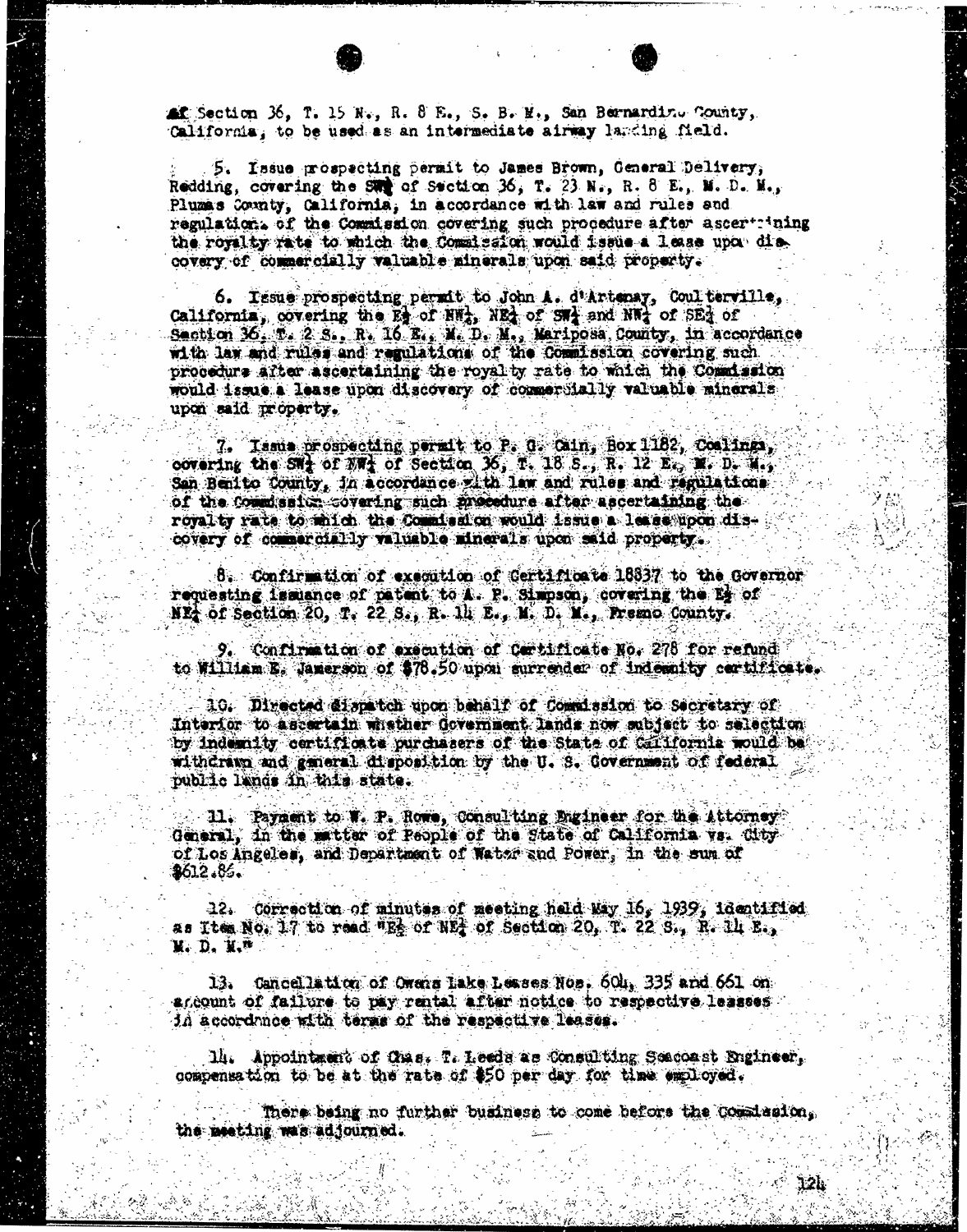of Section 36, T. 15 N., R. 8 E., S. B. M., San Bernardino County, California, to be used as an intermediate airway landing field.

5. Issue prospecting permit to James Brown, General Delivery, Redding, covering the SW¼ of Section 36, T. 23 N., R. 8 E., M. D. M., Plumas County, California, in accordance with law and rules and regulations of the Commission covering such procedure after ascertaining the royalty rate to which the Commission would issue a lease upon discovery of commercially valuable minerals upon said property.

6. Issue prospecting permit to John A. d'Artenay, Coulterville, California, covering the E½ of NW¼, NE¼ of SW¼ and NW¼ of SE¼ of Section 36, T. 2 S., R. 16 E., M. D. M., Mariposa County, in accordance with law and rules and regulations of the Commission covering such procedure after ascertaining the royalty rate to which the Commission would issue a lease upon discovery of commercially valuable minerals upon said property.

7. Issue prospecting permit to P. G. Cain, Box 1182, Coalinga, covering the SW¼ of NW¼ of Section 36, T. 18 S., R. 12 E., M. D. M., San Benito County, in accordance with law and rules and regulations of the Commission covering such procedure after ascertaining the royalty rate to which the Commission would issue a lease upon discovery of commercially valuable minerals upon said property.

8. Confirmation of execution of Certificate 18837 to the Governor requesting issuance of patent to A. P. Simpson, covering the E½ of NE¼ of Section 20, T. 22 S., R. 14 E., M. D. M., Fresno County.

9. Confirmation of execution of Certificate No. 278 for refund to William E. Jamerson of $78.50 upon surrender of indemnity certificate.

10. Directed dispatch upon behalf of Commission to Secretary of Interior to ascertain whether Government lands now subject to selection by indemnity certificate purchasers of the State of California would be withdrawn and general disposition by the U. S. Government of federal public lands in this state.

11. Payment to W. P. Rowe, Consulting Engineer for the Attorney General, in the matter of People of the State of California vs. City of Los Angeles, and Department of Water and Power, in the sum of $612.86.

12. Correction of minutes of meeting held May 16, 1939, identified as Item No. 17 to read "E½ of NE¼ of Section 20, T. 22 S., R. 14 E., M. D. M."

13. Cancellation of Owens Lake Leases Nos. 604, 335 and 661 on account of failure to pay rental after notice to respective lessees in accordance with terms of the respective leases.

14. Appointment of Chas. T. Leeds as Consulting Seacoast Engineer, compensation to be at the rate of $50 per day for time employed.

There being no further business to come before the Commission, the meeting was adjourned.